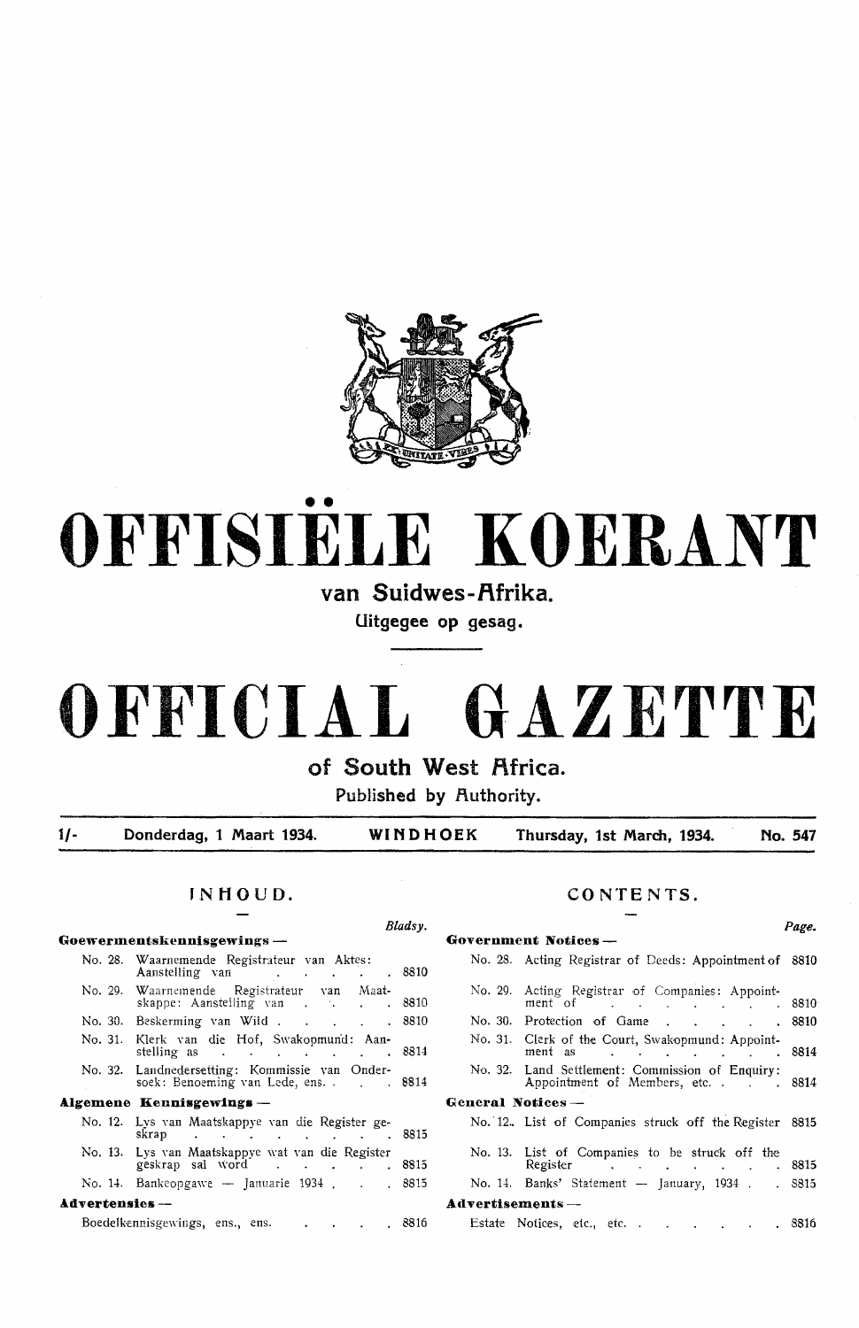# OFFISIËLE KOERANT

## van Suidwes-Afrika.

Uitgegee op gesag.

# OFFICIAL GAZETTE

## of South West Africa.

Published by Authority.

1/- Donderdag, 1 Maart 1934. WINDHOEK Thursday, 1st March, 1934. No. 547

## INHOUD.

| | | Bladsy. |
|---|---|---|
| **Goewermentskennisgewings —** | | |
| No. 28. | Waarnemende Registrateur van Aktes: Aanstelling van | 8810 |
| No. 29. | Waarnemende Registrateur van Maatskappye: Aanstelling van | 8810 |
| No. 30. | Beskerming van Wild | 8810 |
| No. 31. | Klerk van die Hof, Swakopmund: Aanstelling as | 8814 |
| No. 32. | Landnedersetting: Kommissie van Ondersoek: Benoeming van Lede, ens. | 8814 |
| **Algemene Kennisgewings —** | | |
| No. 12. | Lys van Maatskappye van die Register geskrap | 8815 |
| No. 13. | Lys van Maatskappye wat van die Register geskrap sal word | 8815 |
| No. 14. | Bankeopgawe — Januarie 1934 | 8815 |
| **Advertensies —** | | |
| | Boedelkennisgewings, ens., ens. | 8816 |

## CONTENTS.

| | | Page. |
|---|---|---|
| **Government Notices —** | | |
| No. 28. | Acting Registrar of Deeds: Appointment of | 8810 |
| No. 29. | Acting Registrar of Companies: Appointment of | 8810 |
| No. 30. | Protection of Game | 8810 |
| No. 31. | Clerk of the Court, Swakopmund: Appointment as | 8814 |
| No. 32. | Land Settlement: Commission of Enquiry: Appointment of Members, etc. | 8814 |
| **General Notices —** | | |
| No. 12. | List of Companies struck off the Register | 8815 |
| No. 13. | List of Companies to be struck off the Register | 8815 |
| No. 14. | Banks' Statement — January, 1934 | 8815 |
| **Advertisements —** | | |
| | Estate Notices, etc., etc. | 8816 |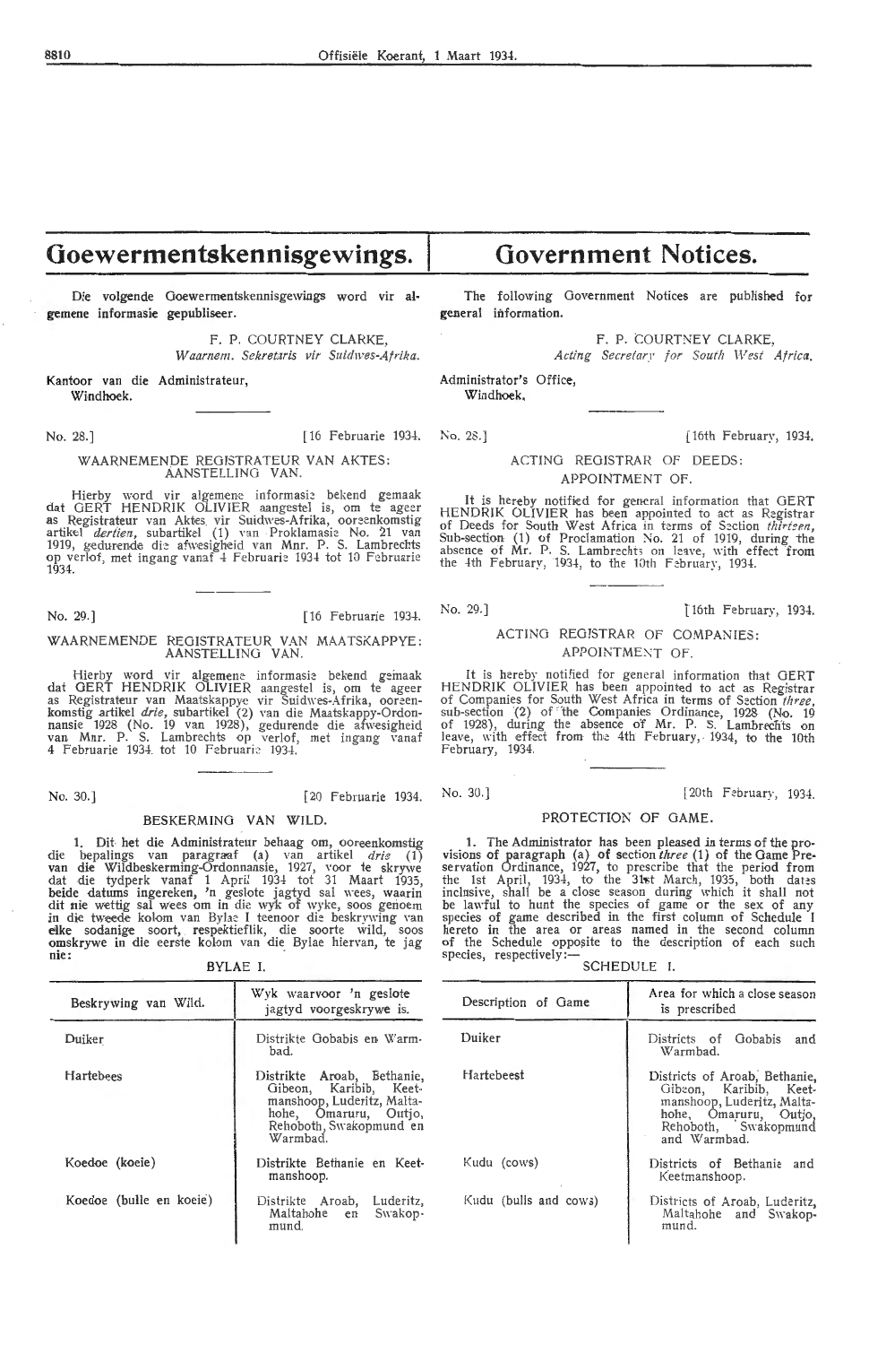# Goewermentskennisgewings.

Die volgende Goewermentskennisgewings word vir algemene informasie gepubliseer.

F. P. COURTNEY CLARKE,
*Waarnem. Sekretaris vir Suidwes-Afrika.*

Kantoor van die Administrateur,
Windhoek.

No. 28.] [16 Februarie 1934.

WAARNEMENDE REGISTRATEUR VAN AKTES: AANSTELLING VAN.

Hierby word vir algemene informasie bekend gemaak dat GERT HENDRIK OLIVIER aangestel is, om te ageer as Registrateur van Aktes vir Suidwes-Afrika, ooreenkomstig artikel *dertien*, subartikel (1) van Proklamasie No. 21 van 1919, gedurende die afwesigheid van Mnr. P. S. Lambrechts op verlof, met ingang vanaf 4 Februarie 1934 tot 10 Februarie 1934.

No. 29.] [16 Februarie 1934.

WAARNEMENDE REGISTRATEUR VAN MAATSKAPPYE: AANSTELLING VAN.

Hierby word vir algemene informasie bekend gemaak dat GERT HENDRIK OLIVIER aangestel is, om te ageer as Registrateur van Maatskappye vir Suidwes-Afrika, ooreenkomstig artikel *drie*, subartikel (2) van die Maatskappy-Ordonnansie 1928 (No. 19 van 1928), gedurende die afwesigheid van Mnr. P. S. Lambrechts op verlof, met ingang vanaf 4 Februarie 1934 tot 10 Februarie 1934.

No. 30.] [20 Februarie 1934.

BESKERMING VAN WILD.

1. Dit het die Administrateur behaag om, ooreenkomstig die bepalings van paragraaf (a) van artikel *drie* (1) van die Wildbeskerming-Ordonnansie, 1927, voor te skrywe dat die tydperk vanaf 1 April 1934 tot 31 Maart 1935, beide datums ingereken, 'n geslote jagtyd sal wees, waarin dit nie wettig sal wees om in die wyk of wyke, soos genoem in die tweede kolom van Bylae I teenoor die beskrywing van elke sodanige soort, respektieflik, die soorte wild, soos omskrywe in die eerste kolom van die Bylae hiervan, te jag nie:

BYLAE I.

| Beskrywing van Wild. | Wyk waarvoor 'n geslote jagtyd voorgeskrywe is. |
|---|---|
| Duiker | Distrikte Gobabis en Warmbad. |
| Hartebees | Distrikte Aroab, Bethanie, Gibeon, Karibib, Keetmanshoop, Luderitz, Maltahohe, Omaruru, Outjo, Rehoboth, Swakopmund en Warmbad. |
| Koedoe (koeie) | Distrikte Bethanie en Keetmanshoop. |
| Koedoe (bulle en koeie) | Distrikte Aroab, Luderitz, Maltahohe en Swakopmund. |

# Government Notices.

The following Government Notices are published for general information.

F. P. COURTNEY CLARKE,
*Acting Secretary for South West Africa.*

Administrator's Office,
Windhoek.

No. 28.] [16th February, 1934.

ACTING REGISTRAR OF DEEDS: APPOINTMENT OF.

It is hereby notified for general information that GERT HENDRIK OLIVIER has been appointed to act as Registrar of Deeds for South West Africa in terms of Section *thirteen*, Sub-section (1) of Proclamation No. 21 of 1919, during the absence of Mr. P. S. Lambrechts on leave, with effect from the 4th February, 1934, to the 10th February, 1934.

No. 29.] [16th February, 1934.

ACTING REGISTRAR OF COMPANIES: APPOINTMENT OF.

It is hereby notified for general information that GERT HENDRIK OLIVIER has been appointed to act as Registrar of Companies for South West Africa in terms of Section *three*, sub-section (2) of the Companies Ordinance, 1928 (No. 19 of 1928), during the absence of Mr. P. S. Lambrechts on leave, with effect from the 4th February, 1934, to the 10th February, 1934.

No. 30.] [20th February, 1934.

PROTECTION OF GAME.

1. The Administrator has been pleased in terms of the provisions of paragraph (a) of section *three* (1) of the Game Preservation Ordinance, 1927, to prescribe that the period from the 1st April, 1934, to the 31st March, 1935, both dates inclusive, shall be a close season during which it shall not be lawful to hunt the species of game or the sex of any species of game described in the first column of Schedule I hereto in the area or areas named in the second column of the Schedule opposite to the description of each such species, respectively:—

SCHEDULE I.

| Description of Game | Area for which a close season is prescribed |
|---|---|
| Duiker | Districts of Gobabis and Warmbad. |
| Hartebeest | Districts of Aroab, Bethanie, Gibeon, Karibib, Keetmanshoop, Luderitz, Maltahohe, Omaruru, Outjo, Rehoboth, Swakopmund and Warmbad. |
| Kudu (cows) | Districts of Bethanie and Keetmanshoop. |
| Kudu (bulls and cows) | Districts of Aroab, Luderitz, Maltahohe and Swakopmund. |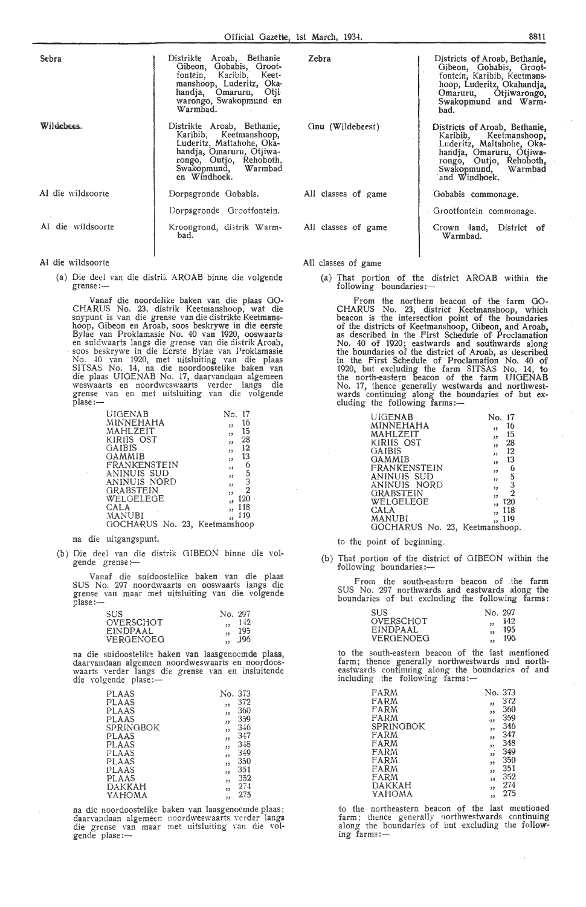| Sebra | Distrikte Aroab, Bethanie Gibeon, Gobabis, Grootfontein, Karibib, Keetmanshoop, Luderitz, Okahandja, Omaruru, Otjiwarongo, Swakopmund en Warmbad. | Zebra | Districts of Aroab, Bethanie, Gibeon, Gobabis, Grootfontein, Karibib, Keetmanshoop, Luderitz, Okahandja, Omaruru, Otjiwarongo, Swakopmund and Warmbad. |
|---|---|---|---|
| Wildebees | Distrikte Aroab, Bethanie, Karibib, Keetmanshoop, Luderitz, Maltahohe, Okahandja, Omaruru, Otjiwarongo, Outjo, Rehoboth, Swakopmund, Warmbad en Windhoek. | Gnu (Wildebeest) | Districts of Aroab, Bethanie, Karibib, Keetmanshoop, Luderitz, Maltahohe, Okahandja, Omaruru, Otjiwarongo, Outjo, Rehoboth, Swakopmund, Warmbad and Windhoek. |
| Al die wildsoorte | Dorpsgronde Gobabis. | All classes of game | Gobabis commonage. |
| | Dorpsgronde Grootfontein. | | Grootfontein commonage. |
| Al die wildsoorte | Kroongrond, distrik Warmbad. | All classes of game | Crown land, District of Warmbad. |

Al die wildsoorte

(a) Die deel van die distrik AROAB binne die volgende grense:—

Vanaf die noordelike baken van die plaas GOCHARUS No. 23, distrik Keetmanshoop, wat die snypunt is van die grense van die distrikte Keetmanshoop, Gibeon en Aroab, soos beskrywe in die eerste Bylae van Proklamasie No. 40 van 1920, ooswaarts en suidwaarts langs die grense van die distrik Aroab, soos beskrywe in die Eerste Bylae van Proklamasie No. 40 van 1920, met uitsluiting van die plaas SITSAS No. 14, na die noordoostelike baken van die plaas UIGENAB No. 17, daarvandaan algemeen weswaarts en noordweswaarts verder langs die grense van en met uitsluiting van die volgende plase:—

| | |
|---|---|
| UIGENAB | No. 17 |
| MINNEHAHA | „ 16 |
| MAHLZEIT | „ 15 |
| KIRIIS OST | „ 28 |
| GAIBIS | „ 12 |
| GAMMIB | „ 13 |
| FRANKENSTEIN | „ 6 |
| ANINUIS SUD | „ 5 |
| ANINUIS NORD | „ 3 |
| GRABSTEIN | „ 2 |
| WELGELEGE | „ 120 |
| CALA | „ 118 |
| MANUBI | „ 119 |
| GOCHARUS No. 23, Keetmanshoop | |

na die uitgangspunt.

(b) Die deel van die distrik GIBEON binne die volgende grense:—

Vanaf die suidoostelike baken van die plaas SUS No. 297 noordwaarts en ooswaarts langs die grense van maar met uitsluiting van die volgende plase:—

| | |
|---|---|
| SUS | No. 297 |
| OVERSCHOT | „ 142 |
| EINDPAAL | „ 195 |
| VERGENOEG | „ 196 |

na die suidoostelike baken van laasgenoemde plaas, daarvandaan algemeen noordweswaarts en noordooswaarts verder langs die grense van en insluitende die volgende plase:—

| | |
|---|---|
| PLAAS | No. 373 |
| PLAAS | „ 372 |
| PLAAS | „ 360 |
| PLAAS | „ 359 |
| SPRINGBOK | „ 346 |
| PLAAS | „ 347 |
| PLAAS | „ 348 |
| PLAAS | „ 349 |
| PLAAS | „ 350 |
| PLAAS | „ 351 |
| PLAAS | „ 352 |
| DAKKAH | „ 274 |
| YAHOMA | „ 275 |

na die noordoostelike baken van laasgenoemde plaas; daarvandaan algemeen noordweswaarts verder langs die grense van maar met uitsluiting van die volgende plase:—

All classes of game

(a) That portion of the district AROAB within the following boundaries:—

From the northern beacon of the farm GOCHARUS No. 23, district Keetmanshoop, which beacon is the intersection point of the boundaries of the districts of Keetmanshoop, Gibeon, and Aroab, as described in the First Schedule of Proclamation No. 40 of 1920; eastwards and southwards along the boundaries of the district of Aroab, as described in the First Schedule of Proclamation No. 40 of 1920, but excluding the farm SITSAS No. 14, to the north-eastern beacon of the farm UIGENAB No. 17, thence generally westwards and northwestwards continuing along the boundaries of but excluding the following farms:—

| | |
|---|---|
| UIGENAB | No. 17 |
| MINNEHAHA | „ 16 |
| MAHLZEIT | „ 15 |
| KIRIIS OST | „ 28 |
| GAIBIS | „ 12 |
| GAMMIB | „ 13 |
| FRANKENSTEIN | „ 6 |
| ANINUIS SUD | „ 5 |
| ANINUIS NORD | „ 3 |
| GRABSTEIN | „ 2 |
| WELGELEGE | „ 120 |
| CALA | „ 118 |
| MANUBI | „ 119 |
| GOCHARUS No. 23, Keetmanshoop. | |

to the point of beginning.

(b) That portion of the district of GIBEON within the following boundaries:—

From the south-eastern beacon of the farm SUS No. 297 northwards and eastwards along the boundaries of but excluding the following farms:

| | |
|---|---|
| SUS | No. 297 |
| OVERSCHOT | „ 142 |
| EINDPAAL | „ 195 |
| VERGENOEG | „ 196 |

to the south-eastern beacon of the last mentioned farm; thence generally northwestwards and northeastwards continuing along the boundaries of and including the following farms:—

| | |
|---|---|
| FARM | No. 373 |
| FARM | „ 372 |
| FARM | „ 360 |
| FARM | „ 359 |
| SPRINGBOK | „ 346 |
| FARM | „ 347 |
| FARM | „ 348 |
| FARM | „ 349 |
| FARM | „ 350 |
| FARM | „ 351 |
| FARM | „ 352 |
| DAKKAH | „ 274 |
| YAHOMA | „ 275 |

to the northeastern beacon of the last mentioned farm; thence generally northwestwards continuing along the boundaries of but excluding the following farms:—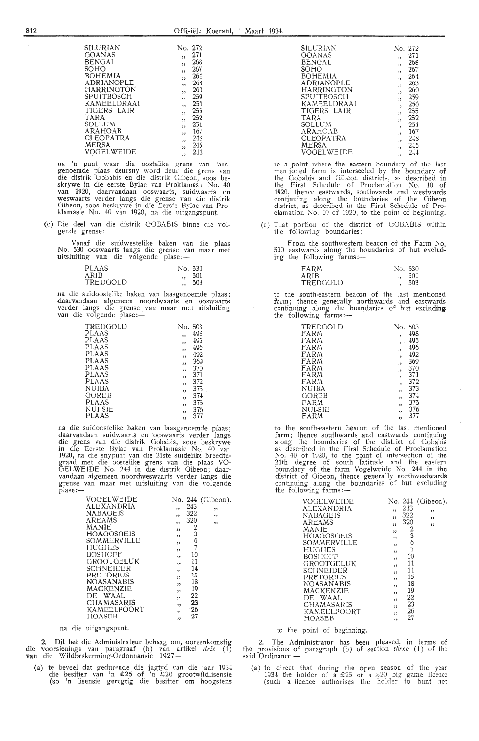| | |
|---|---|
| SILURIAN | No. 272 |
| GOANAS | „ 271 |
| BENGAL | „ 268 |
| SOHO | „ 267 |
| BOHEMIA | „ 264 |
| ADRIANOPLE | „ 263 |
| HARRINGTON | „ 260 |
| SPUITBOSCH | „ 259 |
| KAMEELDRAAI | „ 256 |
| TIGERS LAIR | „ 255 |
| TARA | „ 252 |
| SOLLUM | „ 251 |
| ARAHOAB | „ 167 |
| CLEOPATRA | „ 248 |
| MERSA | „ 245 |
| VOGELWEIDE | „ 244 |

na 'n punt waar die oostelike grens van laasgenoemde plaas deursny word deur die grens van die distrik Gobabis en die distrik Gibeon, soos beskrywe in die eerste Bylae van Proklamasie No. 40 van 1920, daarvandaan ooswaarts, suidwaarts en weswaarts verder langs die grense van die distrik Gibeon, soos beskrywe in die Eerste Bylae van Proklamasie No. 40 van 1920, na die uitgangspunt.

(c) Die deel van die distrik GOBABIS binne die volgende grense:

Vanaf die suidwestelike baken van die plaas No. 530 ooswaarts langs die grense van maar met uitsluiting van die volgende plase:—

| | |
|---|---|
| PLAAS | No. 530 |
| ARIB | „ 501 |
| TREDGOLD | „ 503 |

na die suidoostelike baken van laasgenoemde plaas; daarvandaan algemeen noordwaarts en ooswaarts verder langs die grense van maar met uitsluiting van die volgende plase:—

| | |
|---|---|
| TREDGOLD | No. 503 |
| PLAAS | „ 498 |
| PLAAS | „ 495 |
| PLAAS | „ 496 |
| PLAAS | „ 492 |
| PLAAS | „ 369 |
| PLAAS | „ 370 |
| PLAAS | „ 371 |
| PLAAS | „ 372 |
| NUIBA | „ 373 |
| GOREB | „ 374 |
| PLAAS | „ 375 |
| NUI-SIE | „ 376 |
| PLAAS | „ 377 |

na die suidoostelike baken van laasgenoemde plaas; daarvandaan suidwaarts en ooswaarts verder langs die grens van die distrik Gobabis, soos beskrywe in die Eerste Bylae van Proklamasie No. 40 van 1920, na die snypunt van die 24ste suidelike breedtegraad met die oostelike grens van die plaas VOGELWEIDE No. 244 in die distrik Gibeon; daarvandaan algemeen noordweswaarts verder langs die grense van maar met uitsluiting van die volgende plase:—

| | | |
|---|---|---|
| VOGELWEIDE | No. 244 | (Gibeon). |
| ALEXANDRIA | „ 243 | „ |
| NABAGEIS | „ 322 | „ |
| AREAMS | „ 320 | „ |
| MANIE | „ 2 | |
| HOAGOSGEIS | „ 3 | |
| SOMMERVILLE | „ 6 | |
| HUGHES | „ 7 | |
| BOSHOFF | „ 10 | |
| GROOTGELUK | „ 11 | |
| SCHNEIDER | „ 14 | |
| PRETORIUS | „ 15 | |
| NOASANABIS | „ 18 | |
| MACKENZIE | „ 19 | |
| DE WAAL | „ 22 | |
| CHAMASARIS | „ 23 | |
| KAMEELPOORT | „ 26 | |
| HOASEB | „ 27 | |

na die uitgangspunt.

2. Dit het die Administrateur behaag om, ooreenkomstig die voorsienings van paragraaf (b) van artikel *drie* (1) van die Wildbeskerming-Ordonnansie 1927—

(a) te beveel dat gedurende die jagtyd van die jaar 1934 die besitter van 'n £25 of 'n £20 grootwildlisensie (so 'n lisensie geregtig die besitter om hoogstens

| | |
|---|---|
| SILURIAN | No. 272 |
| GOANAS | „ 271 |
| BENGAL | „ 268 |
| SOHO | „ 267 |
| BOHEMIA | „ 264 |
| ADRIANOPLE | „ 263 |
| HARRINGTON | „ 260 |
| SPUITBOSCH | „ 259 |
| KAMEELDRAAI | „ 256 |
| TIGERS LAIR | „ 255 |
| TARA | „ 252 |
| SOLLUM | „ 251 |
| ARAHOAB | „ 167 |
| CLEOPATRA | „ 248 |
| MERSA | „ 245 |
| VOGELWEIDE | „ 244 |

to a point where the eastern boundary of the last mentioned farm is intersected by the boundary of the Gobabis and Gibeon districts, as described in the First Schedule of Proclamation No. 40 of 1920, thence eastwards, southwards and westwards continuing along the boundaries of the Gibeon district, as described in the First Schedule of Proclamation No. 40 of 1920, to the point of beginning.

(c) That portion of the district of GOBABIS within the following boundaries:—

From the southwestern beacon of the Farm No. 530 eastwards along the boundaries of but excluding the following farms:—

| | |
|---|---|
| FARM | No. 530 |
| ARIB | „ 501 |
| TREDGOLD | „ 503 |

to the south-eastern beacon of the last mentioned farm; thence generally northwards and eastwards continuing along the boundaries of but excluding the following farms:—

| | |
|---|---|
| TREDGOLD | No. 503 |
| FARM | „ 498 |
| FARM | „ 495 |
| FARM | „ 496 |
| FARM | „ 492 |
| FARM | „ 369 |
| FARM | „ 370 |
| FARM | „ 371 |
| FARM | „ 372 |
| NUIBA | „ 373 |
| GOREB | „ 374 |
| FARM | „ 375 |
| NUI-SIE | „ 376 |
| FARM | „ 377 |

to the south-eastern beacon of the last mentioned farm; thence southwards and eastwards continuing along the boundaries of the district of Gobabis as described in the First Schedule of Proclamation No. 40 of 1920, to the point of intersection of the 24th degree of south latitude and the eastern boundary of the farm Vogelweide No. 244 in the district of Gibeon, thence generally northwestwards continuing along the boundaries of but excluding the following farms:—

| | | |
|---|---|---|
| VOGELWEIDE | No. 244 | (Gibeon). |
| ALEXANDRIA | „ 243 | „ |
| NABAGEIS | „ 322 | „ |
| AREAMS | „ 320 | „ |
| MANIE | „ 2 | |
| HOAGOSGEIS | „ 3 | |
| SOMMERVILLE | „ 6 | |
| HUGHES | „ 7 | |
| BOSHOFF | „ 10 | |
| GROOTGELUK | „ 11 | |
| SCHNEIDER | „ 14 | |
| PRETORIUS | „ 15 | |
| NOASANABIS | „ 18 | |
| MACKENZIE | „ 19 | |
| DE WAAL | „ 22 | |
| CHAMASARIS | „ 23 | |
| KAMEELPOORT | „ 26 | |
| HOASEB | „ 27 | |

to the point of beginning.

2. The Administrator has been pleased, in terms of the provisions of paragraph (b) of section *three* (1) of the said Ordinance —

(a) to direct that during the open season of the year 1934 the holder of a £25 or a £20 big game licence (such a licence authorises the holder to hunt not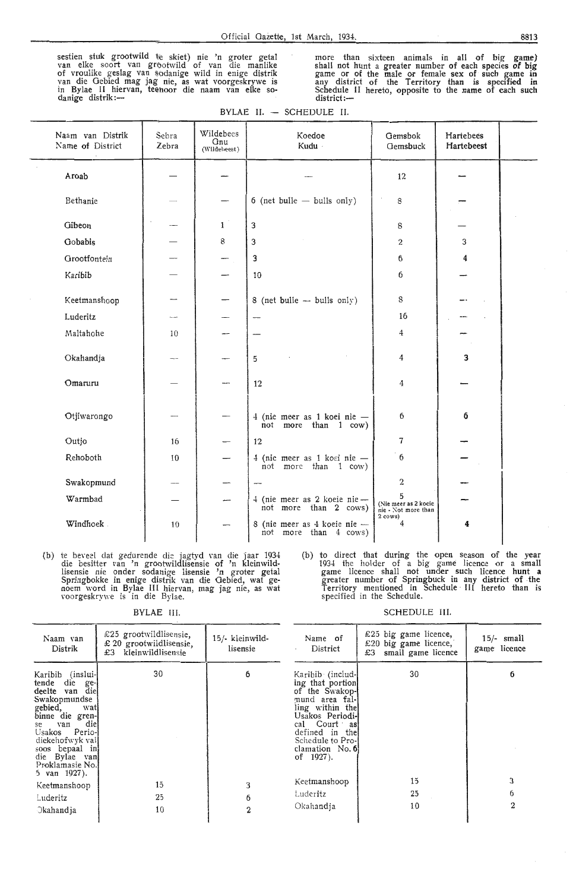sestien stuk grootwild te skiet) nie 'n groter getal van elke soort van grootwild of van die manlike of vroulike geslag van sodanige wild in enige distrik van die Gebied mag jag nie, as wat voorgeskrywe is in Bylae II hiervan, teenoor die naam van elke sodanige distrik:—

more than sixteen animals in all of big game) shall not hunt a greater number of each species of big game or of the male or female sex of such game in any district of the Territory than is specified in Schedule II hereto, opposite to the name of each such district:—

BYLAE II. — SCHEDULE II.

| Naam van Distrik / Name of District | Sebra / Zebra | Wildebees / Gnu (Wildebeest) | Koedoe / Kudu | Gemsbok / Gemsbuck | Hartebees / Hartebeest |
|---|---|---|---|---|---|
| Aroab | — | — | — | 12 | — |
| Bethanie | — | — | 6 (net bulle — bulls only) | 8 | — |
| Gibeon | — | 1 | 3 | 8 | — |
| Gobabis | — | 8 | 3 | 2 | 3 |
| Grootfontein | — | — | 3 | 6 | 4 |
| Karibib | — | — | 10 | 6 | — |
| Keetmanshoop | — | — | 8 (net bulle — bulls only) | 8 | — |
| Luderitz | — | — | — | 16 | — |
| Maltahohe | 10 | — | — | 4 | — |
| Okahandja | — | — | 5 | 4 | 3 |
| Omaruru | — | — | 12 | 4 | — |
| Otjiwarongo | — | — | 4 (nie meer as 1 koei nie — not more than 1 cow) | 6 | 6 |
| Outjo | 16 | — | 12 | 7 | — |
| Rehoboth | 10 | — | 4 (nie meer as 1 koei nie — not more than 1 cow) | 6 | — |
| Swakopmund | — | — | — | 2 | — |
| Warmbad | — | — | 4 (nie meer as 2 koeie nie — not more than 2 cows) | 5 (Nie meer as 2 koeie nie - Not more than 2 cows) | — |
| Windhoek | 10 | — | 8 (nie meer as 4 koeie nie — not more than 4 cows) | 4 | 4 |

(b) te beveel dat gedurende die jagtyd van die jaar 1934 die besitter van 'n grootwildlisensie of 'n kleinwildlisensie nie onder sodanige lisensie 'n groter getal Springbokke in enige distrik van die Gebied, wat genoem word in Bylae III hiervan, mag jag nie, as wat voorgeskrywe is in die Bylae.

BYLAE III.

| Naam van Distrik | £25 grootwildlisensie, £ 20 grootwildlisensie, £3 kleinwildlisensie | 15/- kleinwildlisensie |
|---|---|---|
| Karibib (insluitende die gedeelte van die Swakopmundse gebied, wat binne die grense van die Usakos Periodiekehofwyk val soos bepaal in die Bylae van Proklamasie No. 5 van 1927). | 30 | 6 |
| Keetmanshoop | 15 | 3 |
| Luderitz | 25 | 6 |
| Okahandja | 10 | 2 |

(b) to direct that during the open season of the year 1934 the holder of a big game licence or a small game licence shall not under such licence hunt a greater number of Springbuck in any district of the Territory mentioned in Schedule III hereto than is specified in the Schedule.

SCHEDULE III.

| Name of District | £25 big game licence, £20 big game licence, £3 small game licence | 15/- small game licence |
|---|---|---|
| Karibib (including that portion of the Swakopmund area falling within the Usakos Periodical Court as defined in the Schedule to Proclamation No. 6 of 1927). | 30 | 6 |
| Keetmanshoop | 15 | 3 |
| Luderitz | 25 | 6 |
| Okahandja | 10 | 2 |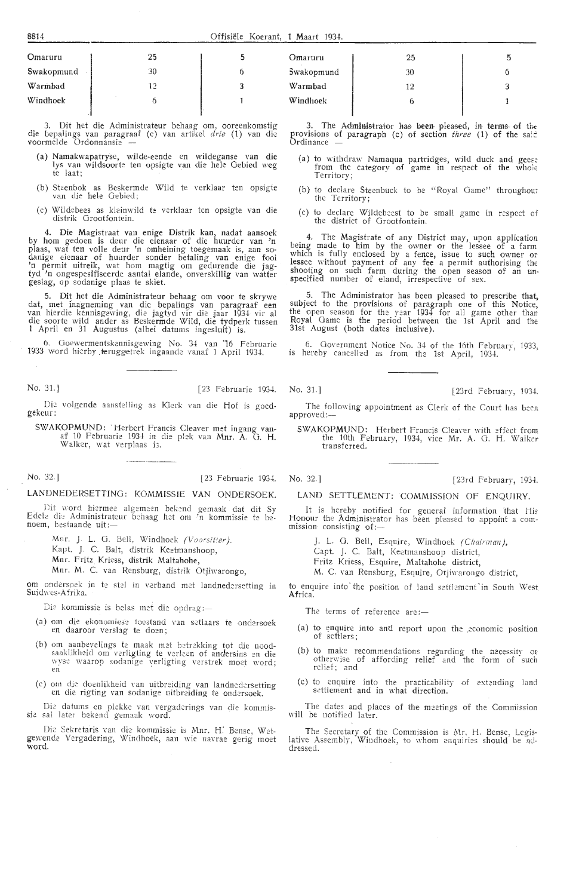| Omaruru | 25 | 5 |
|---|---|---|
| Swakopmund | 30 | 6 |
| Warmbad | 12 | 3 |
| Windhoek | 6 | 1 |

3. Dit het die Administrateur behaag om, ooreenkomstig die bepalings van paragraaf (c) van artikel *drie* (1) van die voormelde Ordonnansie —

(a) Namakwapatryse, wilde-eende en wildeganse van die lys van wildsoorte ten opsigte van die hele Gebied weg te laat;

(b) Steenbok as Beskermde Wild te verklaar ten opsigte van die hele Gebied;

(c) Wildebees as kleinwild te verklaar ten opsigte van die distrik Grootfontein.

4. Die Magistraat van enige Distrik kan, nadat aansoek by hom gedoen is deur die eienaar of die huurder van 'n plaas, wat ten volle deur 'n omheining toegemaak is, aan sodanige eienaar of huurder sonder betaling van enige fooi 'n permit uitreik, wat hom magtig om gedurende die jagtyd 'n ongespesifiseerde aantal elande, onverskillig van watter geslag, op sodanige plaas te skiet.

5. Dit het die Administrateur behaag om voor te skrywe dat, met inagneming van die bepalings van paragraaf een van hierdie kennisgewing, die jagtyd vir die jaar 1934 vir al die soorte wild ander as Beskermde Wild, die tydperk tussen 1 April en 31 Augustus (albei datums ingesluit) is.

6. Goewermentskennisgewing No. 34 van 16 Februarie 1933 word hierby teruggetrek ingaande vanaf 1 April 1934.

No. 31.] [23 Februarie 1934.

Die volgende aanstelling as Klerk van die Hof is goedgekeur:

SWAKOPMUND: Herbert Francis Cleaver met ingang vanaf 10 Februarie 1934 in die plek van Mnr. A. G. H. Walker, wat verplaas is.

No. 32.] [23 Februarie 1934.

LANDNEDERSETTING: KOMMISSIE VAN ONDERSOEK.

Dit word hiermee algemeen bekend gemaak dat dit Sy Edele die Administrateur behaag het om 'n kommissie te benoem, bestaande uit:—

Mnr. J. L. G. Bell, Windhoek *(Voorsitter)*.
Kapt. J. C. Balt, distrik Keetmanshoop,
Mnr. Fritz Kriess, distrik Maltahohe,
Mnr. M. C. van Rensburg, distrik Otjiwarongo,

om ondersoek in te stel in verband met landnedersetting in Suidwes-Afrika.

Die kommissie is belas met die opdrag:—

(a) om die ekonomiese toestand van setlaars te ondersoek en daaroor verslag te doen;

(b) om aanbevelings te maak met betrekking tot die noodsaaklikheid om verligting te verleen of andersins en die wyse waarop sodanige verligting verstrek moet word; en

(c) om die doenlikheid van uitbreiding van landnedersetting en die rigting van sodanige uitbreiding te ondersoek.

Die datums en plekke van vergaderings van die kommissie sal later bekend gemaak word.

Die Sekretaris van die kommissie is Mnr. H. Bense, Wetgewende Vergadering, Windhoek, aan wie navrae gerig moet word.

| Omaruru | 25 | 5 |
|---|---|---|
| Swakopmund | 30 | 6 |
| Warmbad | 12 | 3 |
| Windhoek | 6 | 1 |

3. The Administrator has been pleased, in terms of the provisions of paragraph (c) of section *three* (1) of the said Ordinance —

(a) to withdraw Namaqua partridges, wild duck and geese from the category of game in respect of the whole Territory;

(b) to declare Steenbuck to be "Royal Game" throughout the Territory;

(c) to declare Wildebeest to be small game in respect of the district of Grootfontein.

4. The Magistrate of any District may, upon application being made to him by the owner or the lessee of a farm which is fully enclosed by a fence, issue to such owner or lessee without payment of any fee a permit authorising the shooting on such farm during the open season of an unspecified number of eland, irrespective of sex.

5. The Administrator has been pleased to prescribe that, subject to the provisions of paragraph one of this Notice, the open season for the year 1934 for all game other than Royal Game is the period between the 1st April and the 31st August (both dates inclusive).

6. Government Notice No. 34 of the 16th February, 1933, is hereby cancelled as from the 1st April, 1934.

No. 31.] [23rd February, 1934.

The following appointment as Clerk of the Court has been approved:—

SWAKOPMUND: Herbert Francis Cleaver with effect from the 10th February, 1934, vice Mr. A. G. H. Walker transferred.

No. 32.] [23rd February, 1934.

LAND SETTLEMENT: COMMISSION OF ENQUIRY.

It is hereby notified for general information that His Honour the Administrator has been pleased to appoint a commission consisting of:—

J. L. G. Bell, Esquire, Windhoek *(Chairman)*,
Capt. J. C. Balt, Keetmanshoop district,
Fritz Kriess, Esquire, Maltahohe district,
M. C. van Rensburg, Esquire, Otjiwarongo district,

to enquire into the position of land settlement in South West Africa.

The terms of reference are:—

(a) to enquire into and report upon the economic position of settlers;

(b) to make recommendations regarding the necessity or otherwise of affording relief and the form of such relief; and

(c) to enquire into the practicability of extending land settlement and in what direction.

The dates and places of the meetings of the Commission will be notified later.

The Secretary of the Commission is Mr. H. Bense, Legislative Assembly, Windhoek, to whom enquiries should be addressed.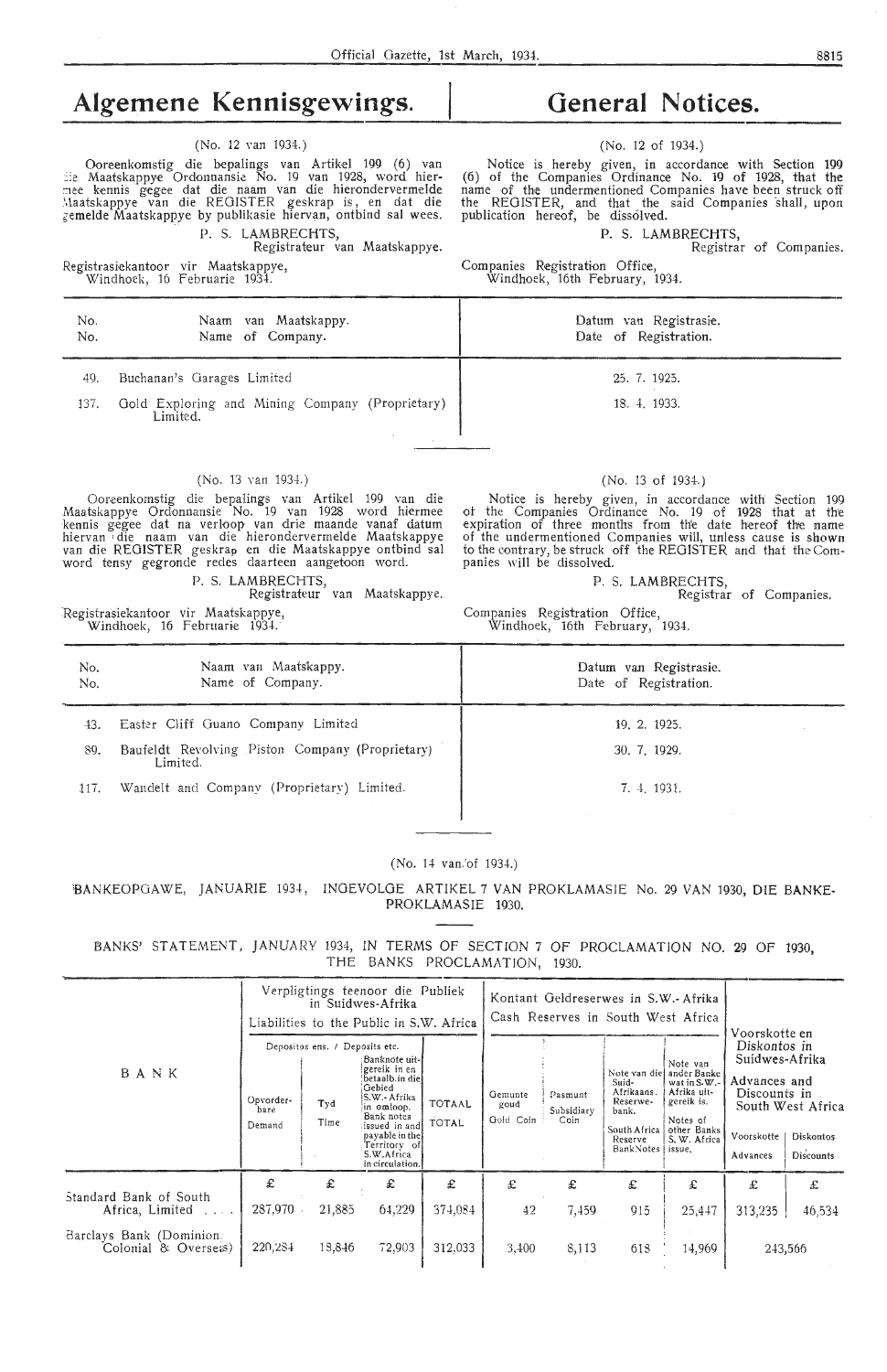# Algemene Kennisgewings.

# General Notices.

(No. 12 van 1934.)

Ooreenkomstig die bepalings van Artikel 199 (6) van die Maatskappye Ordonnansie No. 19 van 1928, word hiermee kennis gegee dat die naam van die hierondervermelde Maatskappye van die REGISTER geskrap is, en dat die gemelde Maatskappye by publikasie hiervan, ontbind sal wees.

P. S. LAMBRECHTS,
Registrateur van Maatskappye.

Registrasiekantoor vir Maatskappye,
Windhoek, 16 Februarie 1934.

(No. 12 of 1934.)

Notice is hereby given, in accordance with Section 199 (6) of the Companies Ordinance No. 19 of 1928, that the name of the undermentioned Companies have been struck off the REGISTER, and that the said Companies shall, upon publication hereof, be dissolved.

P. S. LAMBRECHTS,
Registrar of Companies.

Companies Registration Office,
Windhoek, 16th February, 1934.

| No. / No. | Naam van Maatskappy. / Name of Company. | Datum van Registrasie. / Date of Registration. |
|---|---|---|
| 49. | Buchanan's Garages Limited | 25. 7. 1925. |
| 137. | Gold Exploring and Mining Company (Proprietary) Limited. | 18. 4. 1933. |

(No. 13 van 1934.)

Ooreenkomstig die bepalings van Artikel 199 van die Maatskappye Ordonnansie No. 19 van 1928 word hiermee kennis gegee dat na verloop van drie maande vanaf datum hiervan die naam van die hierondervermelde Maatskappye van die REGISTER geskrap en die Maatskappye ontbind sal word tensy gegronde redes daarteen aangetoon word.

P. S. LAMBRECHTS,
Registrateur van Maatskappye.

Registrasiekantoor vir Maatskappye,
Windhoek, 16 Februarie 1934.

(No. 13 of 1934.)

Notice is hereby given, in accordance with Section 199 of the Companies Ordinance No. 19 of 1928 that at the expiration of three months from the date hereof the name of the undermentioned Companies will, unless cause is shown to the contrary, be struck off the REGISTER and that the Companies will be dissolved.

P. S. LAMBRECHTS,
Registrar of Companies.

Companies Registration Office,
Windhoek, 16th February, 1934.

| No. / No. | Naam van Maatskappy. / Name of Company. | Datum van Registrasie. / Date of Registration. |
|---|---|---|
| 43. | Easter Cliff Guano Company Limited | 19. 2. 1925. |
| 89. | Baufeldt Revolving Piston Company (Proprietary) Limited. | 30. 7. 1929. |
| 117. | Wandelt and Company (Proprietary) Limited. | 7. 4. 1931. |

(No. 14 van/of 1934.)

BANKEOPGAWE, JANUARIE 1934, INGEVOLGE ARTIKEL 7 VAN PROKLAMASIE No. 29 VAN 1930, DIE BANKE-PROKLAMASIE 1930.

BANKS' STATEMENT, JANUARY 1934, IN TERMS OF SECTION 7 OF PROCLAMATION NO. 29 OF 1930, THE BANKS PROCLAMATION, 1930.

| BANK | Verpligtings teenoor die Publiek in Suidwes-Afrika / Liabilities to the Public in S.W. Africa | | | | Kontant Geldreserwes in S.W.-Afrika / Cash Reserves in South West Africa | | | | Voorskotte en Diskontos in Suidwes-Afrika / Advances and Discounts in South West Africa | |
|---|---|---|---|---|---|---|---|---|---|---|
| | Depositos ens. / Deposits etc. | | | | | | | | | |
| | Opvorderbare / Demand | Tyd / Time | Banknote uitgereik in en betaalb. in die Gebied S.W.-Afrika in omloop. / Bank notes issued in and payable in the Territory of S.W. Africa in circulation. | TOTAAL / TOTAL | Gemunte goud / Gold Coin | Pasmunt / Subsidiary Coin | Note van die Suid-Afrikaans. Reserwe-bank. / South Africa Reserve BankNotes | Note van ander Banke wat in S.W.-Afrika uitgereik is. / Notes of other Banks S.W. Africa issue. | Voorskotte / Advances | Diskontos / Discounts |
| | £ | £ | £ | £ | £ | £ | £ | £ | £ | £ |
| Standard Bank of South Africa, Limited .... | 287,970 | 21,885 | 64,229 | 374,084 | 42 | 7,459 | 915 | 25,447 | 313,235 | 46,534 |
| Barclays Bank (Dominion, Colonial & Overseas) | 220,284 | 18,846 | 72,903 | 312,033 | 3,400 | 8,113 | 618 | 14,969 | 243,566 | |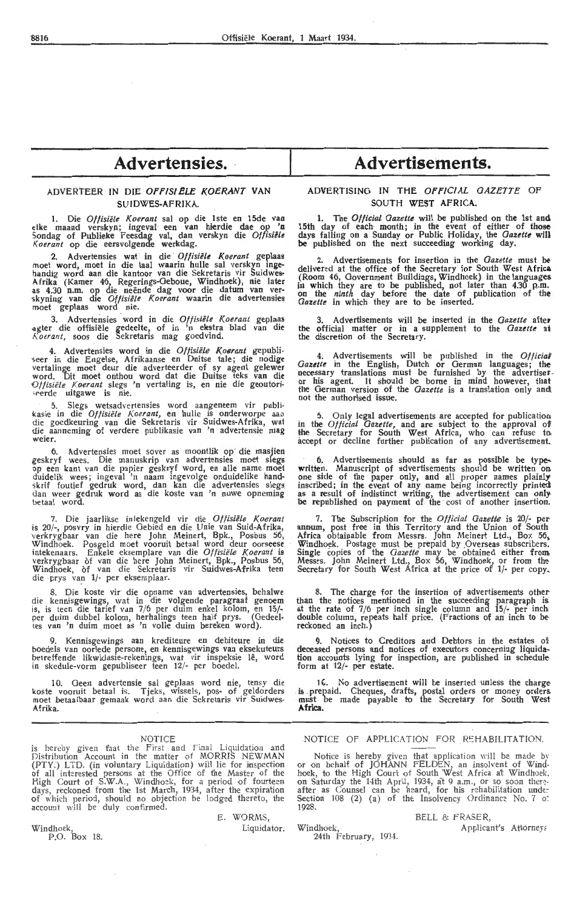# Advertensies.

## ADVERTEER IN DIE *OFFISIËLE KOERANT* VAN SUIDWES-AFRIKA.

1. Die *Offisiële Koerant* sal op die 1ste en 15de van elke maand verskyn; ingeval een van hierdie dae op 'n Sondag of Publieke Feesdag val, dan verskyn die *Offisiële Koerant* op die eersvolgende werkdag.

2. Advertensies wat in die *Offisiële Koerant* geplaas moet word, moet in die taal waarin hulle sal verskyn ingehandig word aan die kantoor van die Sekretaris vir Suidwes-Afrika (Kamer 46, Regerings-Geboue, Windhoek), nie later as 4.30 n.m. op die neënde dag voor die datum van verskyning van die *Offisiële Koerant* waarin die advertensies moet geplaas word nie.

3. Advertensies word in die *Offisiële Koerant* geplaas agter die offisiële gedeelte, of in 'n ekstra blad van die *Koerant*, soos die Sekretaris mag goedvind.

4. Advertensies word in die *Offisiële Koerant* gepubliseer in die Engelse, Afrikaanse en Duitse tale; die nodige vertalinge moet deur die adverteerder of sy agent gelewer word. Dit moet onthou word dat die Duitse teks van die *Offisiële Koerant* slegs 'n vertaling is, en nie die geoutoriseerde uitgawe is nie.

5. Slegs wetsadvertensies word aangeneem vir publikasie in die *Offisiële Koerant*, en hulle is onderworpe aan die goedkeuring van die Sekretaris vir Suidwes-Afrika, wat die aanneming of verdere publikasie van 'n advertensie mag weier.

6. Advertensies moet sover as moontlik op die masjien geskryf wees. Die manuskrip van advertensies moet slegs op een kant van die papier geskryf word, en alle name moet duidelik wees; ingeval 'n naam ingevolge onduidelike handskrif foutief gedruk word, dan kan die advertensies slegs dan weer gedruk word as die koste van 'n nuwe opneming betaal word.

7. Die jaarlikse intekengeld vir die *Offisiële Koerant* is 20/-, posvry in hierdie Gebied en die Unie van Suid-Afrika, verkrygbaar van die here John Meinert, Bpk., Posbus 56, Windhoek. Posgeld moet vooruit betaal word deur oorseese intekenaars. Enkele eksemplare van die *Offisiële Koerant* is verkrygbaar óf van die here John Meinert, Bpk., Posbus 56, Windhoek, óf van die Sekretaris vir Suidwes-Afrika teen die prys van 1/- per eksemplaar.

8. Die koste vir die opname van advertensies, behalwe die kennisgewings, wat in die volgende paragraaf genoem is, is teen die tarief van 7/6 per duim enkel kolom, en 15/- per duim dubbel kolom, herhalings teen half prys. (Gedeeltes van 'n duim moet as 'n volle duim bereken word).

9. Kennisgewings aan krediteure en debiteure in die boedels van oorlede persone, en kennisgewings van eksekuteurs betreffende likwidasie-rekenings, wat vir inspeksie lê, word in skedule-vorm gepubliseer teen 12/- per boedel.

10. Geen advertensie sal geplaas word nie, tensy die koste vooruit betaal is. Tjeks, wissels, pos- of geldorders moet betaalbaar gemaak word aan die Sekretaris vir Suidwes-Afrika.

# Advertisements.

## ADVERTISING IN THE *OFFICIAL GAZETTE* OF SOUTH WEST AFRICA.

1. The *Official Gazette* will be published on the 1st and 15th day of each month; in the event of either of those days falling on a Sunday or Public Holiday, the *Gazette* will be published on the next succeeding working day.

2. Advertisements for insertion in the *Gazette* must be delivered at the office of the Secretary for South West Africa (Room 46, Government Buildings, Windhoek) in the languages in which they are to be published, not later than 4.30 p.m. on the *ninth* day before the date of publication of the *Gazette* in which they are to be inserted.

3. Advertisements will be inserted in the *Gazette* after the official matter or in a supplement to the *Gazette* at the discretion of the Secretary.

4. Advertisements will be published in the *Official Gazette* in the English, Dutch or German languages; the necessary translations must be furnished by the advertiser or his agent. It should be borne in mind however, that the German version of the *Gazette* is a translation only and not the authorised issue.

5. Only legal advertisements are accepted for publication in the *Official Gazette*, and are subject to the approval of the Secretary for South West Africa, who can refuse to accept or decline further publication of any advertisement.

6. Advertisements should as far as possible be typewritten. Manuscript of advertisements should be written on one side of the paper only, and all proper names plainly inscribed; in the event of any name being incorrectly printed as a result of indistinct writing, the advertisement can only be republished on payment of the cost of another insertion.

7. The Subscription for the *Official Gazette* is 20/- per annum, post free in this Territory and the Union of South Africa obtainable from Messrs. John Meinert Ltd., Box 56, Windhoek. Postage must be prepaid by Overseas subscribers. Single copies of the *Gazette* may be obtained either from Messrs. John Meinert Ltd., Box 56, Windhoek, or from the Secretary for South West Africa at the price of 1/- per copy.

8. The charge for the insertion of advertisements other than the notices mentioned in the succeeding paragraph is at the rate of 7/6 per inch single column and 15/- per inch double column, repeats half price. (Fractions of an inch to be reckoned an inch.)

9. Notices to Creditors and Debtors in the estates of deceased persons and notices of executors concerning liquidation accounts lying for inspection, are published in schedule form at 12/- per estate.

10. No advertisement will be inserted unless the charge is prepaid. Cheques, drafts, postal orders or money orders must be made payable to the Secretary for South West Africa.

---

NOTICE

is hereby given that the First and Final Liquidation and Distribution Account in the matter of MORRIS NEWMAN (PTY.) LTD. (in voluntary Liquidation) will lie for inspection of all interested persons at the Office of the Master of the High Court of S.W.A., Windhoek, for a period of fourteen days, reckoned from the 1st March, 1934, after the expiration of which period, should no objection be lodged thereto, the account will be duly confirmed.

E. WORMS,
Liquidator.

Windhoek,
P.O. Box 18.

---

NOTICE OF APPLICATION FOR REHABILITATION.

Notice is hereby given that application will be made by or on behalf of JOHANN FELDEN, an insolvent of Windhoek, to the High Court of South West Africa at Windhoek, on Saturday the 14th April, 1934, at 9 a.m., or so soon thereafter as Counsel can be heard, for his rehabilitation under Section 108 (2) (a) of the Insolvency Ordinance No. 7 of 1928.

BELL & FRASER,
Applicant's Attorneys.

Windhoek,
24th February, 1934.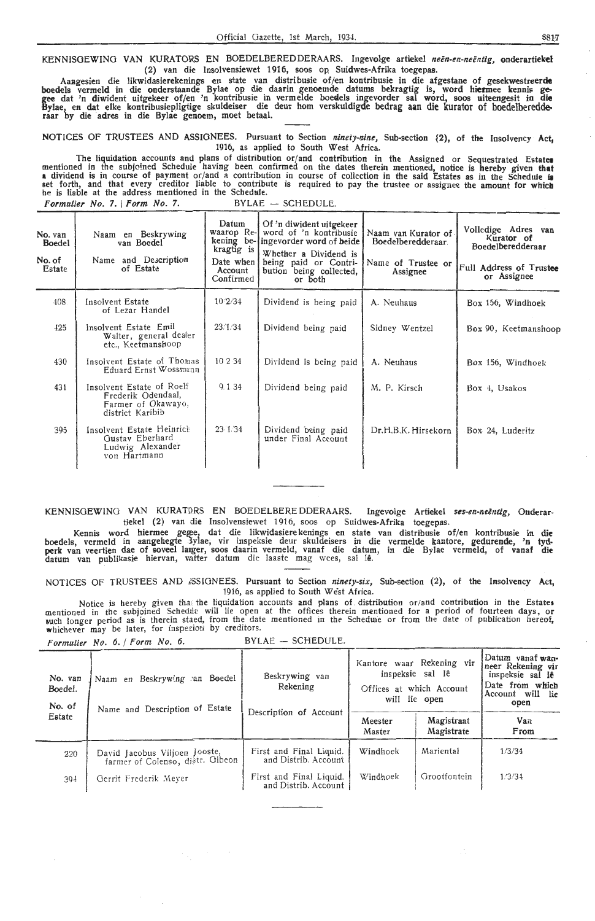KENNISGEWING VAN KURATORS EN BOEDELBEREDDERAARS. Ingevolge artiekel *neën-en-neëntig*, onderartiekel (2) van die Insolvensiewet 1916, soos op Suidwes-Afrika toegepas.

Aangesien die likwidasierekenings en state van distribusie of/en kontribusie in die afgestane of gesekwestreerde boedels vermeld in die onderstaande Bylae op die daarin genoemde datums bekragtig is, word hiermee kennis gegee dat 'n diwident uitgekeer of/en 'n kontribusie in vermelde boedels ingevorder sal word, soos uiteengesit in die Bylae, en dat elke kontribusiepligtige skuldeiser die deur hom verskuldigde bedrag aan die kurator of boedelberedderaar by die adres in die Bylae genoem, moet betaal.

NOTICES OF TRUSTEES AND ASSIGNEES. Pursuant to Section *ninety-nine*, Sub-section (2), of the Insolvency Act, 1916, as applied to South West Africa.

The liquidation accounts and plans of distribution or/and contribution in the Assigned or Sequestrated Estates mentioned in the subjoined Schedule having been confirmed on the dates therein mentioned, notice is hereby given that a dividend is in course of payment or/and a contribution in course of collection in the said Estates as in the Schedule is set forth, and that every creditor liable to contribute is required to pay the trustee or assignee the amount for which he is liable at the address mentioned in the Schedule.

*Formulier No. 7. / Form No. 7.* BYLAE — SCHEDULE.

| No. van Boedel / No. of Estate | Naam en Beskrywing van Boedel / Name and Description of Estate | Datum waarop Rekening bekragtig is / Date when Account Confirmed | Of 'n diwident uitgekeer word of 'n kontribusie ingevorder word of beide / Whether a Dividend is being paid or Contribution being collected, or both | Naam van Kurator of Boedelberedderaar / Name of Trustee or Assignee | Volledige Adres van Kurator of Boedelberedderaar / Full Address of Trustee or Assignee |
|---|---|---|---|---|---|
| 408 | Insolvent Estate of Lezar Handel | 10/2/34 | Dividend is being paid | A. Neuhaus | Box 156, Windhoek |
| 425 | Insolvent Estate Emil Walter, general dealer etc., Keetmanshoop | 23/1/34 | Dividend being paid | Sidney Wentzel | Box 90, Keetmanshoop |
| 430 | Insolvent Estate of Thomas Eduard Ernst Wossmann | 10/2/34 | Dividend is being paid | A. Neuhaus | Box 156, Windhoek |
| 431 | Insolvent Estate of Roelf Frederik Odendaal, Farmer of Okawayo, district Karibib | 9/1/34 | Dividend being paid | M. P. Kirsch | Box 4, Usakos |
| 395 | Insolvent Estate Heinrich Gustav Eberhard Ludwig Alexander von Hartmann | 23/1/34 | Dividend being paid under Final Account | Dr. H. B. K. Hirsekorn | Box 24, Luderitz |

KENNISGEWING VAN KURATORS EN BOEDELBEREDDERAARS. Ingevolge Artiekel *ses-en-neëntig*, Onderartiekel (2) van die Insolvensiewet 1916, soos op Suidwes-Afrika toegepas.

Kennis word hiermee gegee, dat die likwidasierekenings en state van distribusie of/en kontribusie in die boedels, vermeld in aangehegte Bylae, vir inspeksie deur skuldeisers in die vermelde kantore, gedurende, 'n tydperk van veertien dae of soveel langer, soos daarin vermeld, vanaf die datum, in die Bylae vermeld, of vanaf die datum van publikasie hiervan, watter datum die laaste mag wees, sal lê.

NOTICES OF TRUSTEES AND ASSIGNEES. Pursuant to Section *ninety-six*, Sub-section (2), of the Insolvency Act, 1916, as applied to South West Africa.

Notice is hereby given that the liquidation accounts and plans of distribution or/and contribution in the Estates mentioned in the subjoined Schedule will lie open at the offices therein mentioned for a period of fourteen days, or such longer period as is therein stated, from the date mentioned in the Schedule or from the date of publication hereof, whichever may be later, for inspection by creditors.

*Formulier No. 6. / Form No. 6.* BYLAE — SCHEDULE.

| No. van Boedel. / No. of Estate | Naam en Beskrywing van Boedel / Name and Description of Estate | Beskrywing van Rekening / Description of Account | Kantore waar Rekening vir inspeksie sal lê / Offices at which Account will lie open | | Datum vanaf wanneer Rekening vir inspeksie sal lê / Date from which Account will lie open |
|---|---|---|---|---|---|
| | | | Meester / Master | Magistraat / Magistrate | Van / From |
| 220 | David Jacobus Viljoen Jooste, farmer of Colenso, distr. Gibeon | First and Final Liquid. and Distrib. Account | Windhoek | Mariental | 1/3/34 |
| 394 | Gerrit Frederik Meyer | First and Final Liquid. and Distrib. Account | Windhoek | Grootfontein | 1/3/34 |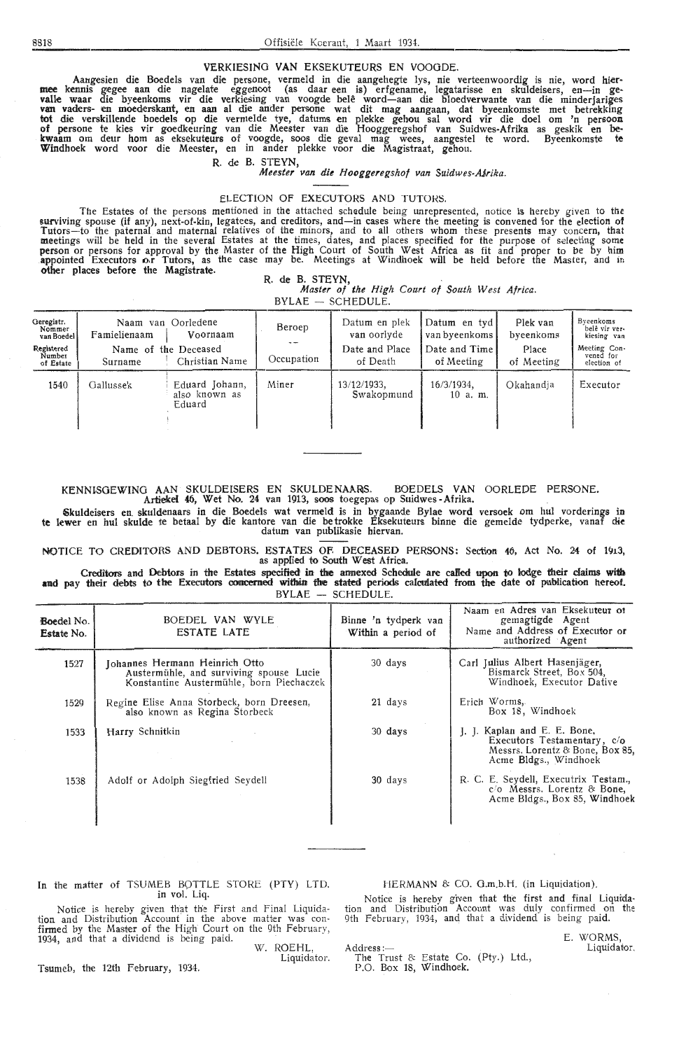## VERKIESING VAN EKSEKUTEURS EN VOOGDE.

Aangesien die Boedels van die persone, vermeld in die aangehegte lys, nie verteenwoordig is nie, word hiermee kennis gegee aan die nagelate eggenoot (as daar een is) erfgename, legatarisse en skuldeisers, en—in gevalle waar die byeenkoms vir die verkiesing van voogde belê word—aan die bloedverwante van die minderjariges van vaders- en moederskant, en aan al die ander persone wat dit mag aangaan, dat byeenkomste met betrekking tot die verskillende boedels op die vermelde tye, datums en plekke gehou sal word vir die doel om 'n persoon of persone te kies vir goedkeuring van die Meester van die Hooggeregshof van Suidwes-Afrika as geskik en bekwaam om deur hom as eksekuteurs of voogde, soos die geval mag wees, aangestel te word. Byeenkomste te Windhoek word voor die Meester, en in ander plekke voor die Magistraat, gehou.

R. de B. STEYN,
*Meester van die Hooggeregshof van Suidwes-Afrika.*

## ELECTION OF EXECUTORS AND TUTORS.

The Estates of the persons mentioned in the attached schedule being unrepresented, notice is hereby given to the surviving spouse (if any), next-of-kin, legatees, and creditors, and—in cases where the meeting is convened for the election of Tutors—to the paternal and maternal relatives of the minors, and to all others whom these presents may concern, that meetings will be held in the several Estates at the times, dates, and places specified for the purpose of selecting some person or persons for approval by the Master of the High Court of South West Africa as fit and proper to be by him appointed Executors or Tutors, as the case may be. Meetings at Windhoek will be held before the Master, and in other places before the Magistrate.

R. de B. STEYN,
*Master of the High Court of South West Africa.*

BYLAE — SCHEDULE.

| Geregistr. Nommer van Boedel / Registered Number of Estate | Naam van Oorledene Familienaam / Name of the Deceased Surname | Voornaam / Christian Name | Beroep / Occupation | Datum en plek van oorlyde / Date and Place of Death | Datum en tyd van byeenkoms / Date and Time of Meeting | Plek van byeenkoms / Place of Meeting | Byeenkoms belê vir verkiesing van / Meeting Convened for election of |
|---|---|---|---|---|---|---|---|
| 1540 | Gallussek | Eduard Johann, also known as Eduard | Miner | 13/12/1933, Swakopmund | 16/3/1934, 10 a. m. | Okahandja | Executor |

## KENNISGEWING AAN SKULDEISERS EN SKULDENAARS. BOEDELS VAN OORLEDE PERSONE.
**Artiekel 46, Wet No. 24 van 1913, soos toegepas op Suidwes-Afrika.**

Skuldeisers en skuldenaars in die Boedels wat vermeld is in bygaande Bylae word versoek om hul vorderings in te lewer en hul skulde te betaal by die kantore van die betrokke Eksekuteurs binne die gemelde tydperke, vanaf die datum van publikasie hiervan.

## NOTICE TO CREDITORS AND DEBTORS. ESTATES OF DECEASED PERSONS: Section 46, Act No. 24 of 1913, as applied to South West Africa.

**Creditors and Debtors in the Estates specified in the annexed Schedule are called upon to lodge their claims with and pay their debts to the Executors concerned within the stated periods calculated from the date of publication hereof.**

BYLAE — SCHEDULE.

| Boedel No. / Estate No. | BOEDEL VAN WYLE / ESTATE LATE | Binne 'n tydperk van / Within a period of | Naam en Adres van Eksekuteur of gemagtigde Agent / Name and Address of Executor or authorized Agent |
|---|---|---|---|
| 1527 | Johannes Hermann Heinrich Otto Austermühle, and surviving spouse Lucie Konstantine Austermühle, born Piechaczek | 30 days | Carl Julius Albert Hasenjäger, Bismarck Street, Box 504, Windhoek, Executor Dative |
| 1529 | Regine Elise Anna Storbeck, born Dreesen, also known as Regina Storbeck | 21 days | Erich Worms, Box 18, Windhoek |
| 1533 | Harry Schnitkin | 30 days | J. J. Kaplan and E. E. Bone, Executors Testamentary, c/o Messrs. Lorentz & Bone, Box 85, Acme Bldgs., Windhoek |
| 1538 | Adolf or Adolph Siegfried Seydell | 30 days | R. C. E. Seydell, Executrix Testam., c/o Messrs. Lorentz & Bone, Acme Bldgs., Box 85, Windhoek |

In the matter of TSUMEB BOTTLE STORE (PTY) LTD. in vol. Liq.

Notice is hereby given that the First and Final Liquidation and Distribution Account in the above matter was confirmed by the Master of the High Court on the 9th February, 1934, and that a dividend is being paid.

W. ROEHL,
Liquidator.

Tsumeb, the 12th February, 1934.

HERMANN & CO. G.m.b.H. (in Liquidation).

Notice is hereby given that the first and final Liquidation and Distribution Account was duly confirmed on the 9th February, 1934, and that a dividend is being paid.

E. WORMS,
Liquidator.

Address:—
The Trust & Estate Co. (Pty.) Ltd.,
P.O. Box 18, Windhoek.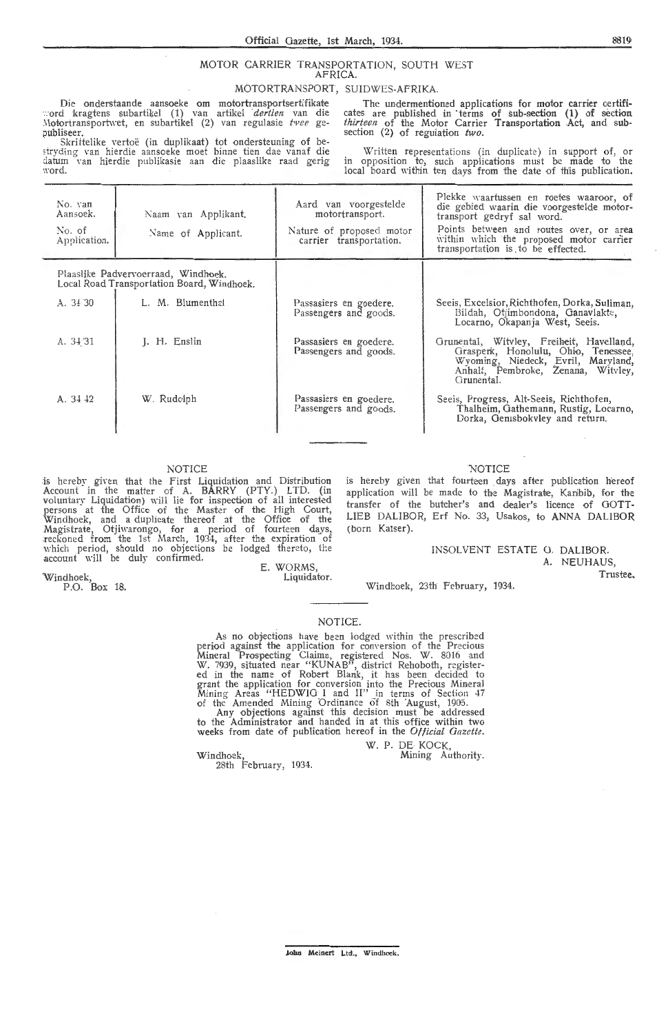## MOTOR CARRIER TRANSPORTATION, SOUTH WEST AFRICA.

## MOTORTRANSPORT, SUIDWES-AFRIKA.

Die onderstaande aansoeke om motortransportsertifikate word kragtens subartikel (1) van artikel *dertien* van die Motortransportwet, en subartikel (2) van regulasie *twee* gepubliseer.

Skriftelike vertoë (in duplikaat) tot ondersteuning of bestryding van hierdie aansoeke moet binne tien dae vanaf die datum van hierdie publikasie aan die plaaslike raad gerig word.

The undermentioned applications for motor carrier certificates are published in terms of sub-section (1) of section *thirteen* of the Motor Carrier Transportation Act, and sub-section (2) of regulation *two*.

Written representations (in duplicate) in support of, or in opposition to, such applications must be made to the local board within ten days from the date of this publication.

| No. van Aansoek. / No. of Application. | Naam van Applikant. / Name of Applicant. | Aard van voorgestelde motortransport. / Nature of proposed motor carrier transportation. | Plekke waartussen en roetes waaroor, of die gebied waarin die voorgestelde motortransport gedryf sal word. / Points between and routes over, or area within which the proposed motor carrier transportation is to be effected. |
|---|---|---|---|
| Plaaslike Padvervoerraad, Windhoek. Local Road Transportation Board, Windhoek. | | | |
| A. 34/30 | L. M. Blumenthal | Passasiers en goedere. Passengers and goods. | Seeis, Excelsior, Richthofen, Dorka, Suliman, Bildah, Otjimbondona, Ganavlakte, Locarno, Okapanja West, Seeis. |
| A. 34/31 | J. H. Enslin | Passasiers en goedere. Passengers and goods. | Grunental, Witvley, Freiheit, Havelland, Grasperk, Honolulu, Ohio, Tenessee, Wyoming, Niedeck, Evril, Maryland, Anhalt, Pembroke, Zenana, Witvley, Grunental. |
| A. 34/42 | W. Rudolph | Passasiers en goedere. Passengers and goods. | Seeis, Progress, Alt-Seeis, Richthofen, Thalheim, Gathemann, Rustig, Locarno, Dorka, Gemsbokvley and return. |

### NOTICE

is hereby given that the First Liquidation and Distribution Account in the matter of A. BARRY (PTY.) LTD. (in voluntary Liquidation) will lie for inspection of all interested persons at the Office of the Master of the High Court, Windhoek, and a duplicate thereof at the Office of the Magistrate, Otjiwarongo, for a period of fourteen days, reckoned from the 1st March, 1934, after the expiration of which period, should no objections be lodged thereto, the account will be duly confirmed.

E. WORMS,
Liquidator.

Windhoek,
P.O. Box 18.

### NOTICE

is hereby given that fourteen days after publication hereof application will be made to the Magistrate, Karibib, for the transfer of the butcher's and dealer's licence of GOTTLIEB DALIBOR, Erf No. 33, Usakos, to ANNA DALIBOR (born Kaiser).

INSOLVENT ESTATE G. DALIBOR.
A. NEUHAUS,
Trustee.

Windhoek, 23th February, 1934.

### NOTICE.

As no objections have been lodged within the prescribed period against the application for conversion of the Precious Mineral Prospecting Claims, registered Nos. W. 8016 and W. 7939, situated near "KUNAB", district Rehoboth, registered in the name of Robert Blank, it has been decided to grant the application for conversion into the Precious Mineral Mining Areas "HEDWIG I and II" in terms of Section 47 of the Amended Mining Ordinance of 8th August, 1905.

Any objections against this decision must be addressed to the Administrator and handed in at this office within two weeks from date of publication hereof in the *Official Gazette*.

W. P. DE KOCK,
Mining Authority.

Windhoek,
28th February, 1934.

John Meinert Ltd., Windhoek.